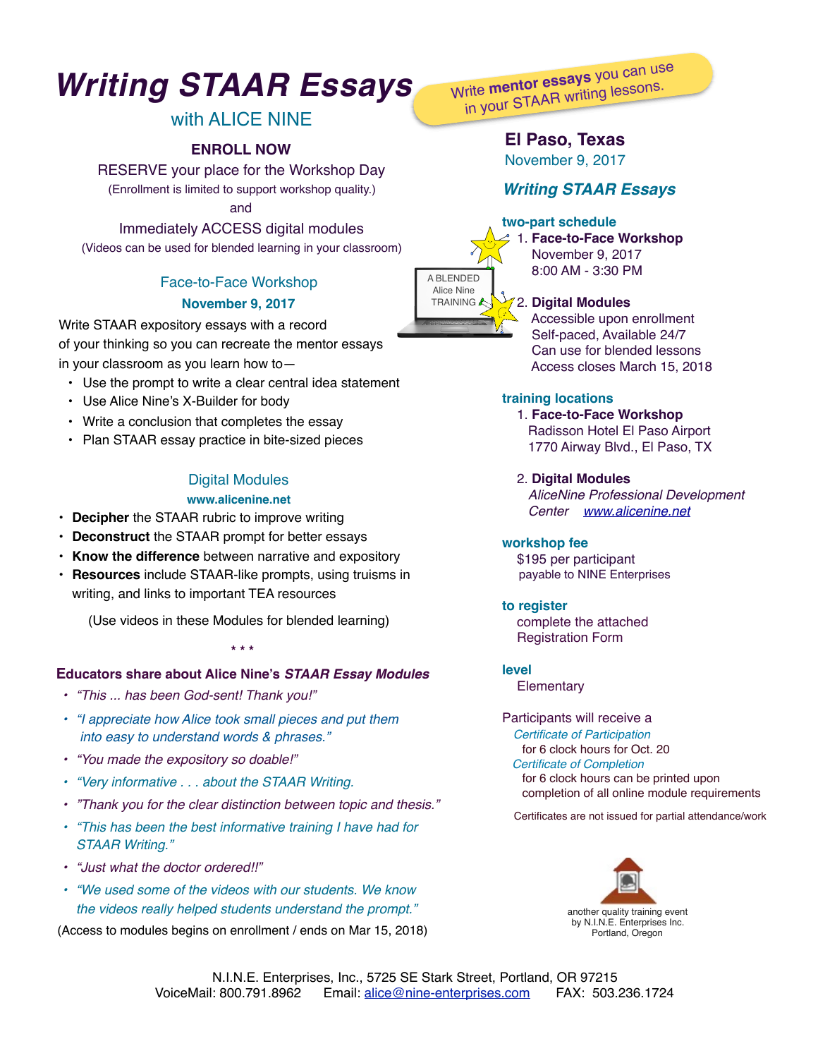# Writing STAAR Essays

## with ALICE NINE

Write **mentor essays** you can use in your STAAR writing lessons.

**ENROLL NOW**

RESERVE your place for the Workshop Day

(Enrollment is limited to support workshop quality.)

and

Immediately ACCESS digital modules

(Videos can be used for blended learning in your classroom)

### Face-to-Face Workshop

**November 9, 2017**

Write STAAR expository essays with a record of your thinking so you can recreate the mentor essays in your classroom as you learn how to—

- Use the prompt to write a clear central idea statement
- Use Alice Nine's X-Builder for body
- Write a conclusion that completes the essay
- Plan STAAR essay practice in bite-sized pieces

### Digital Modules

**www.alicenine.net**

- **Decipher** the STAAR rubric to improve writing
- **Deconstruct** the STAAR prompt for better essays
- **Know the difference** between narrative and expository
- **Resources** include STAAR-like prompts, using truisms in writing, and links to important TEA resources

(Use videos in these Modules for blended learning)

\* \* \*

### Educators share about Alice Nine's *STAAR Essay Modules*

- *"This ... has been God-sent! Thank you!"*
- *"I appreciate how Alice took small pieces and put them into easy to understand words & phrases."*
- *"You made the expository so doable!"*
- *"Very informative . . . about the STAAR Writing.*
- *"Thank you for the clear distinction between topic and thesis."*
- *"This has been the best informative training I have had for STAAR Writing."*
- *"Just what the doctor ordered!!"*
- *"We used some of the videos with our students. We know the videos really helped students understand the prompt."*

(Access to modules begins on enrollment / ends on Mar 15, 2018)

A BLENDED Alice Nine TRAINING

## El Paso, Texas

November 9, 2017

### *Writing STAAR Essays*

**two-part schedule**

1. **Face-to-Face Workshop**
   November 9, 2017
   8:00 AM - 3:30 PM
2. **Digital Modules**
   Accessible upon enrollment
   Self-paced, Available 24/7
   Can use for blended lessons
   Access closes March 15, 2018

**training locations**

1. **Face-to-Face Workshop**
   Radisson Hotel El Paso Airport
   1770 Airway Blvd., El Paso, TX
2. **Digital Modules**
   *AliceNine Professional Development Center* *www.alicenine.net*

**workshop fee**

$195 per participant
payable to NINE Enterprises

**to register**

complete the attached Registration Form

**level**

Elementary

Participants will receive a

*Certificate of Participation*
for 6 clock hours for Oct. 20

*Certificate of Completion*
for 6 clock hours can be printed upon completion of all online module requirements

Certificates are not issued for partial attendance/work

another quality training event
by N.I.N.E. Enterprises Inc.
Portland, Oregon

N.I.N.E. Enterprises, Inc., 5725 SE Stark Street, Portland, OR 97215
VoiceMail: 800.791.8962 Email: alice@nine-enterprises.com FAX: 503.236.1724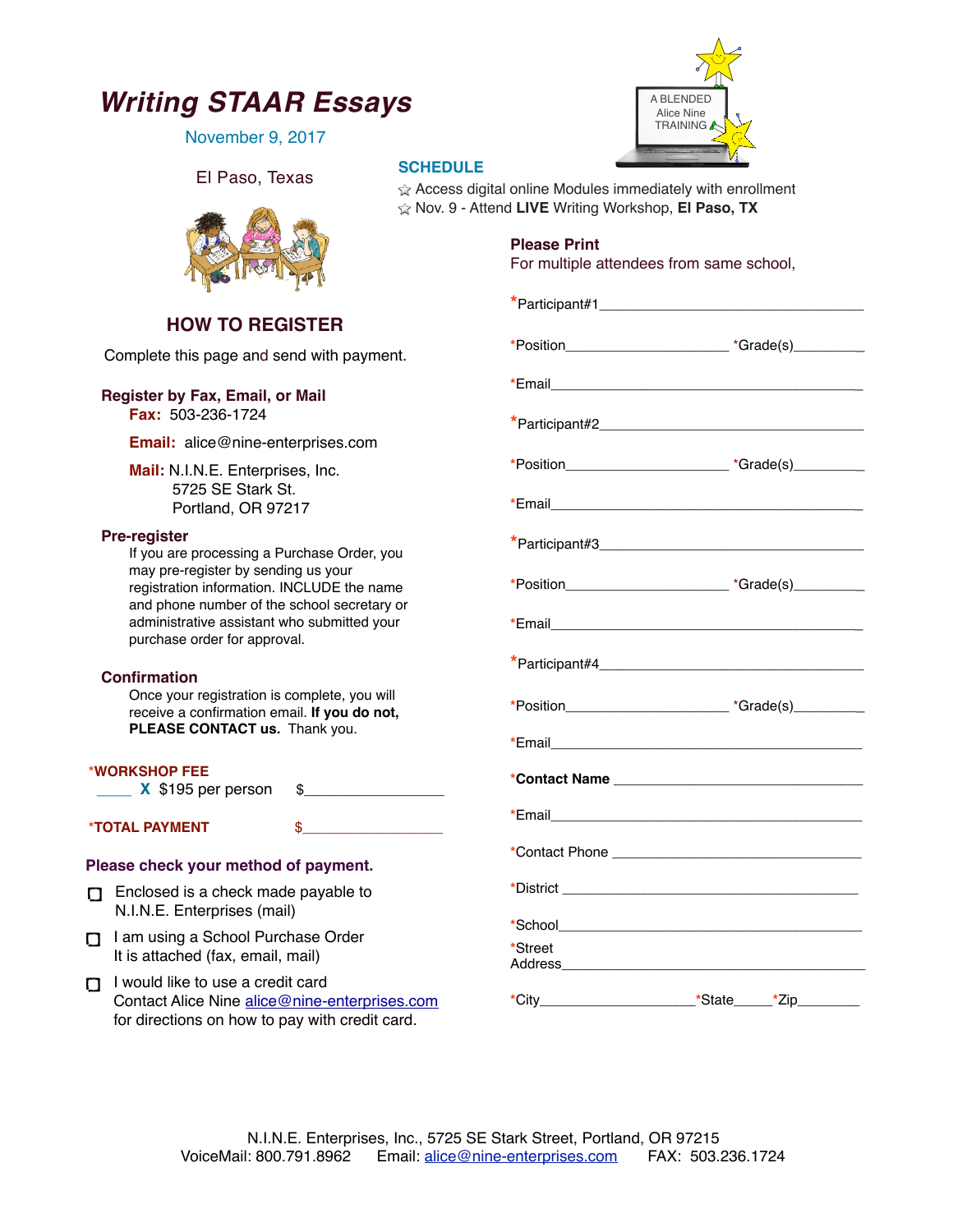# Writing STAAR Essays

November 9, 2017

El Paso, Texas

A BLENDED Alice Nine TRAINING

## SCHEDULE

- ☆ Access digital online Modules immediately with enrollment
- ☆ Nov. 9 - Attend **LIVE** Writing Workshop, **El Paso, TX**

## HOW TO REGISTER

Complete this page and send with payment.

**Register by Fax, Email, or Mail**

**Fax:** 503-236-1724

**Email:** alice@nine-enterprises.com

**Mail:** N.I.N.E. Enterprises, Inc.
5725 SE Stark St.
Portland, OR 97217

**Pre-register**

If you are processing a Purchase Order, you may pre-register by sending us your registration information. INCLUDE the name and phone number of the school secretary or administrative assistant who submitted your purchase order for approval.

**Confirmation**

Once your registration is complete, you will receive a confirmation email. **If you do not, PLEASE CONTACT us.** Thank you.

***WORKSHOP FEE**

____ **X** $195 per person $_________________

***TOTAL PAYMENT** $_________________

**Please check your method of payment.**

- ☐ Enclosed is a check made payable to N.I.N.E. Enterprises (mail)
- ☐ I am using a School Purchase Order It is attached (fax, email, mail)
- ☐ I would like to use a credit card Contact Alice Nine alice@nine-enterprises.com for directions on how to pay with credit card.

**Please Print**

For multiple attendees from same school,

*Participant#1_________________________________

*Position____________________ *Grade(s)_________

*Email_________________________________________

*Participant#2_________________________________

*Position____________________ *Grade(s)_________

*Email_________________________________________

*Participant#3_________________________________

*Position____________________ *Grade(s)_________

*Email_________________________________________

*Participant#4_________________________________

*Position____________________ *Grade(s)_________

*Email_________________________________________

***Contact Name** _____________________________

*Email_________________________________________

*Contact Phone _________________________________

*District _______________________________________

*School________________________________________

*Street Address__________________________________

*City___________________ *State_____ *Zip________

N.I.N.E. Enterprises, Inc., 5725 SE Stark Street, Portland, OR 97215
VoiceMail: 800.791.8962 Email: alice@nine-enterprises.com FAX: 503.236.1724